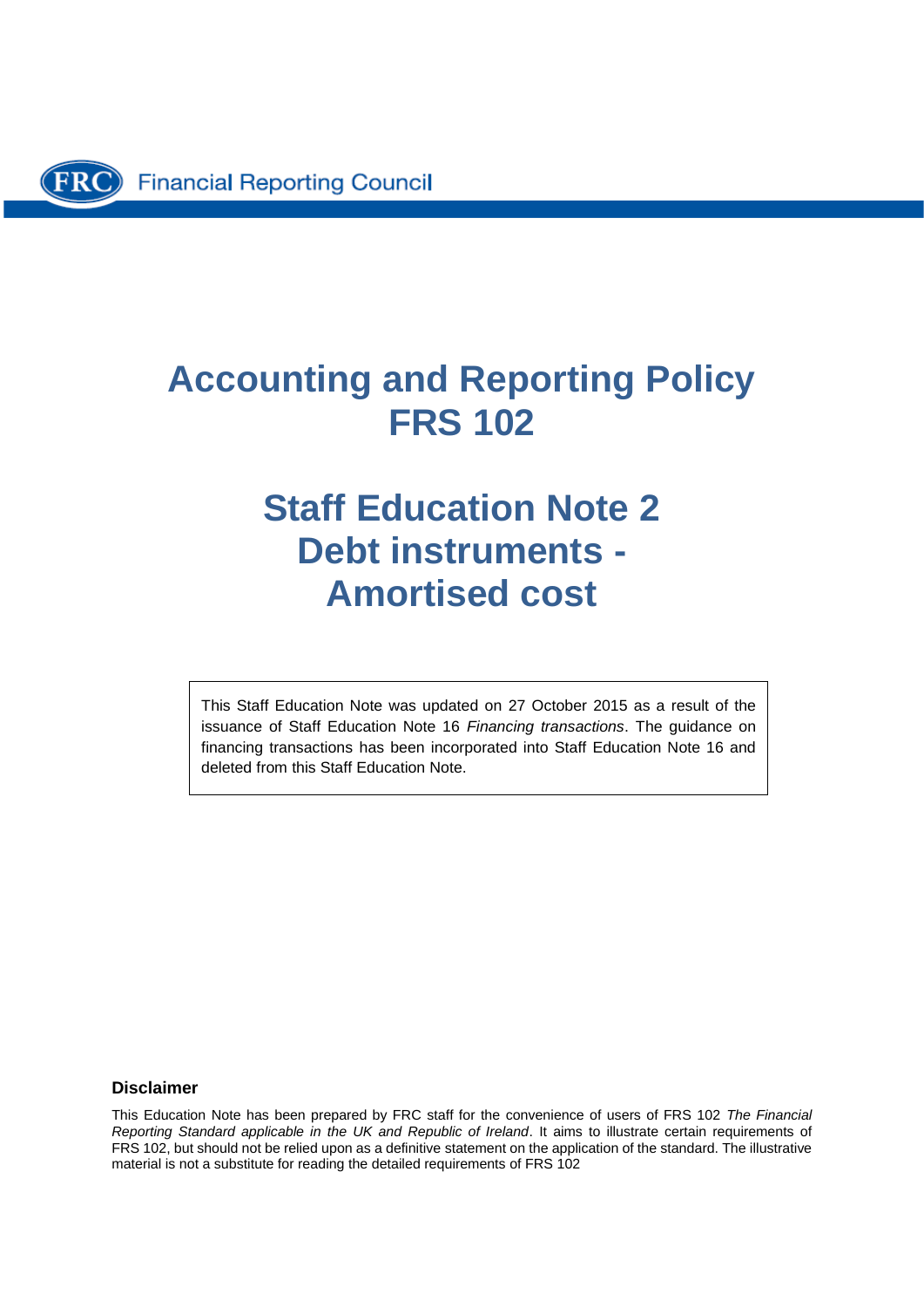Financial Reporting Council

# Accounting and Reporting Policy FRS 102

# Staff Education Note 2 Debt instruments - Amortised cost

This Staff Education Note was updated on 27 October 2015 as a result of the issuance of Staff Education Note 16 *Financing transactions*. The guidance on financing transactions has been incorporated into Staff Education Note 16 and deleted from this Staff Education Note.

**Disclaimer**

This Education Note has been prepared by FRC staff for the convenience of users of FRS 102 *The Financial Reporting Standard applicable in the UK and Republic of Ireland*. It aims to illustrate certain requirements of FRS 102, but should not be relied upon as a definitive statement on the application of the standard. The illustrative material is not a substitute for reading the detailed requirements of FRS 102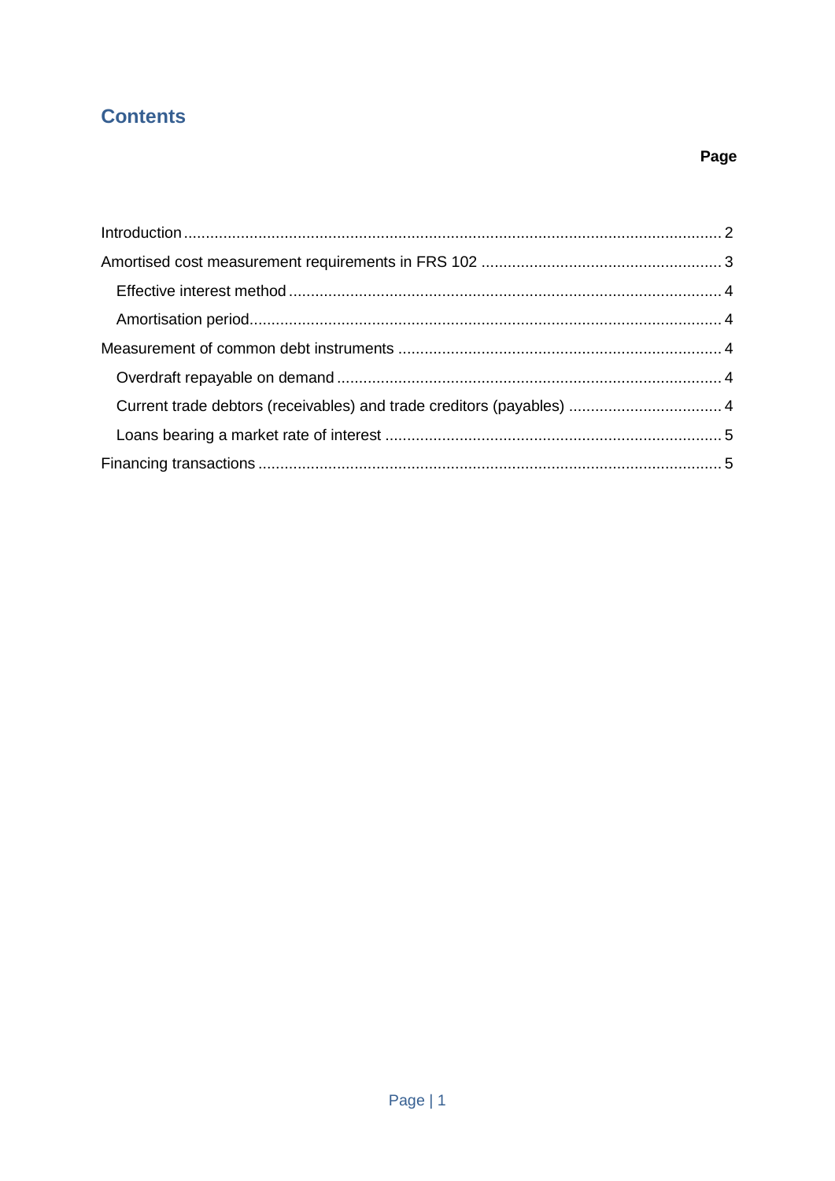## Contents

| | Page |
|---|---|
| Introduction | 2 |
| Amortised cost measurement requirements in FRS 102 | 3 |
| Effective interest method | 4 |
| Amortisation period | 4 |
| Measurement of common debt instruments | 4 |
| Overdraft repayable on demand | 4 |
| Current trade debtors (receivables) and trade creditors (payables) | 4 |
| Loans bearing a market rate of interest | 5 |
| Financing transactions | 5 |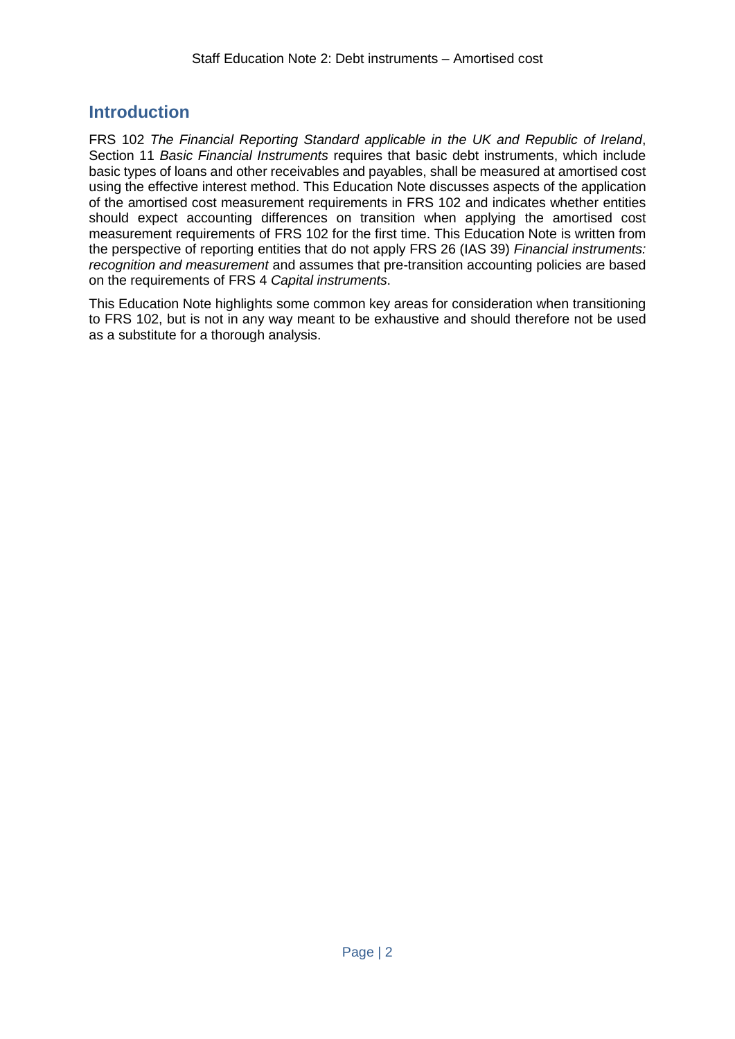## Introduction

FRS 102 *The Financial Reporting Standard applicable in the UK and Republic of Ireland*, Section 11 *Basic Financial Instruments* requires that basic debt instruments, which include basic types of loans and other receivables and payables, shall be measured at amortised cost using the effective interest method. This Education Note discusses aspects of the application of the amortised cost measurement requirements in FRS 102 and indicates whether entities should expect accounting differences on transition when applying the amortised cost measurement requirements of FRS 102 for the first time. This Education Note is written from the perspective of reporting entities that do not apply FRS 26 (IAS 39) *Financial instruments: recognition and measurement* and assumes that pre-transition accounting policies are based on the requirements of FRS 4 *Capital instruments*.

This Education Note highlights some common key areas for consideration when transitioning to FRS 102, but is not in any way meant to be exhaustive and should therefore not be used as a substitute for a thorough analysis.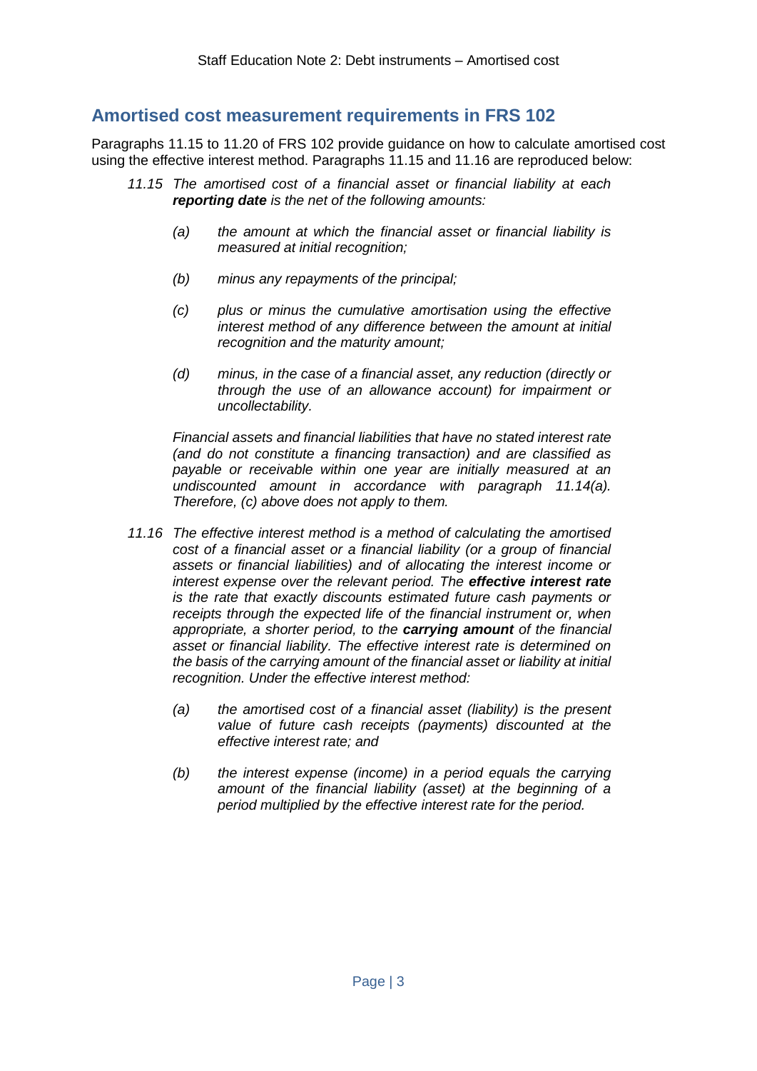## Amortised cost measurement requirements in FRS 102

Paragraphs 11.15 to 11.20 of FRS 102 provide guidance on how to calculate amortised cost using the effective interest method. Paragraphs 11.15 and 11.16 are reproduced below:

> *11.15 The amortised cost of a financial asset or financial liability at each* ***reporting date*** *is the net of the following amounts:*
>
> *(a) the amount at which the financial asset or financial liability is measured at initial recognition;*
>
> *(b) minus any repayments of the principal;*
>
> *(c) plus or minus the cumulative amortisation using the effective interest method of any difference between the amount at initial recognition and the maturity amount;*
>
> *(d) minus, in the case of a financial asset, any reduction (directly or through the use of an allowance account) for impairment or uncollectability.*
>
> *Financial assets and financial liabilities that have no stated interest rate (and do not constitute a financing transaction) and are classified as payable or receivable within one year are initially measured at an undiscounted amount in accordance with paragraph 11.14(a). Therefore, (c) above does not apply to them.*
>
> *11.16 The effective interest method is a method of calculating the amortised cost of a financial asset or a financial liability (or a group of financial assets or financial liabilities) and of allocating the interest income or interest expense over the relevant period. The* ***effective interest rate*** *is the rate that exactly discounts estimated future cash payments or receipts through the expected life of the financial instrument or, when appropriate, a shorter period, to the* ***carrying amount*** *of the financial asset or financial liability. The effective interest rate is determined on the basis of the carrying amount of the financial asset or liability at initial recognition. Under the effective interest method:*
>
> *(a) the amortised cost of a financial asset (liability) is the present value of future cash receipts (payments) discounted at the effective interest rate; and*
>
> *(b) the interest expense (income) in a period equals the carrying amount of the financial liability (asset) at the beginning of a period multiplied by the effective interest rate for the period.*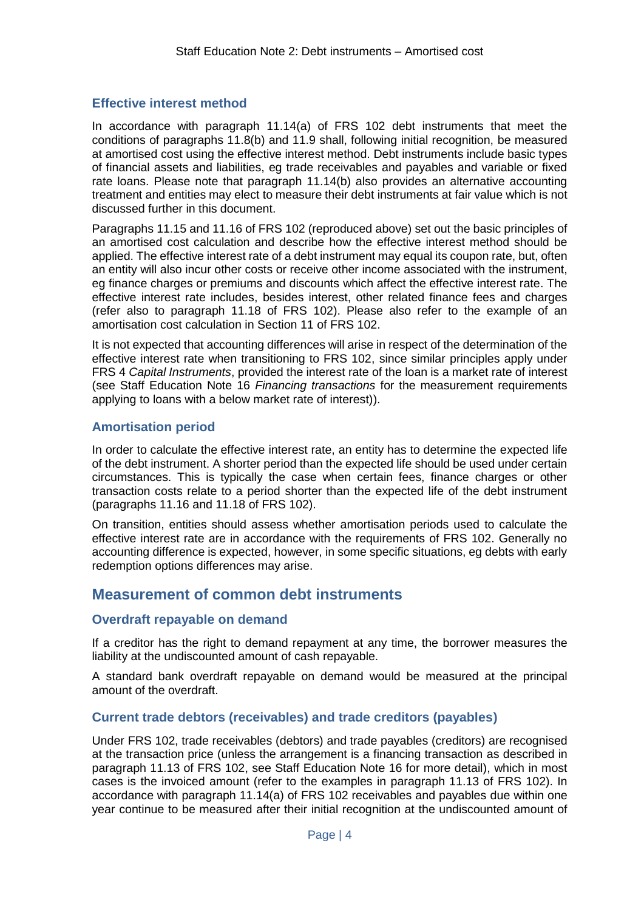### Effective interest method

In accordance with paragraph 11.14(a) of FRS 102 debt instruments that meet the conditions of paragraphs 11.8(b) and 11.9 shall, following initial recognition, be measured at amortised cost using the effective interest method. Debt instruments include basic types of financial assets and liabilities, eg trade receivables and payables and variable or fixed rate loans. Please note that paragraph 11.14(b) also provides an alternative accounting treatment and entities may elect to measure their debt instruments at fair value which is not discussed further in this document.

Paragraphs 11.15 and 11.16 of FRS 102 (reproduced above) set out the basic principles of an amortised cost calculation and describe how the effective interest method should be applied. The effective interest rate of a debt instrument may equal its coupon rate, but, often an entity will also incur other costs or receive other income associated with the instrument, eg finance charges or premiums and discounts which affect the effective interest rate. The effective interest rate includes, besides interest, other related finance fees and charges (refer also to paragraph 11.18 of FRS 102). Please also refer to the example of an amortisation cost calculation in Section 11 of FRS 102.

It is not expected that accounting differences will arise in respect of the determination of the effective interest rate when transitioning to FRS 102, since similar principles apply under FRS 4 *Capital Instruments*, provided the interest rate of the loan is a market rate of interest (see Staff Education Note 16 *Financing transactions* for the measurement requirements applying to loans with a below market rate of interest)).

### Amortisation period

In order to calculate the effective interest rate, an entity has to determine the expected life of the debt instrument. A shorter period than the expected life should be used under certain circumstances. This is typically the case when certain fees, finance charges or other transaction costs relate to a period shorter than the expected life of the debt instrument (paragraphs 11.16 and 11.18 of FRS 102).

On transition, entities should assess whether amortisation periods used to calculate the effective interest rate are in accordance with the requirements of FRS 102. Generally no accounting difference is expected, however, in some specific situations, eg debts with early redemption options differences may arise.

## Measurement of common debt instruments

### Overdraft repayable on demand

If a creditor has the right to demand repayment at any time, the borrower measures the liability at the undiscounted amount of cash repayable.

A standard bank overdraft repayable on demand would be measured at the principal amount of the overdraft.

### Current trade debtors (receivables) and trade creditors (payables)

Under FRS 102, trade receivables (debtors) and trade payables (creditors) are recognised at the transaction price (unless the arrangement is a financing transaction as described in paragraph 11.13 of FRS 102, see Staff Education Note 16 for more detail), which in most cases is the invoiced amount (refer to the examples in paragraph 11.13 of FRS 102). In accordance with paragraph 11.14(a) of FRS 102 receivables and payables due within one year continue to be measured after their initial recognition at the undiscounted amount of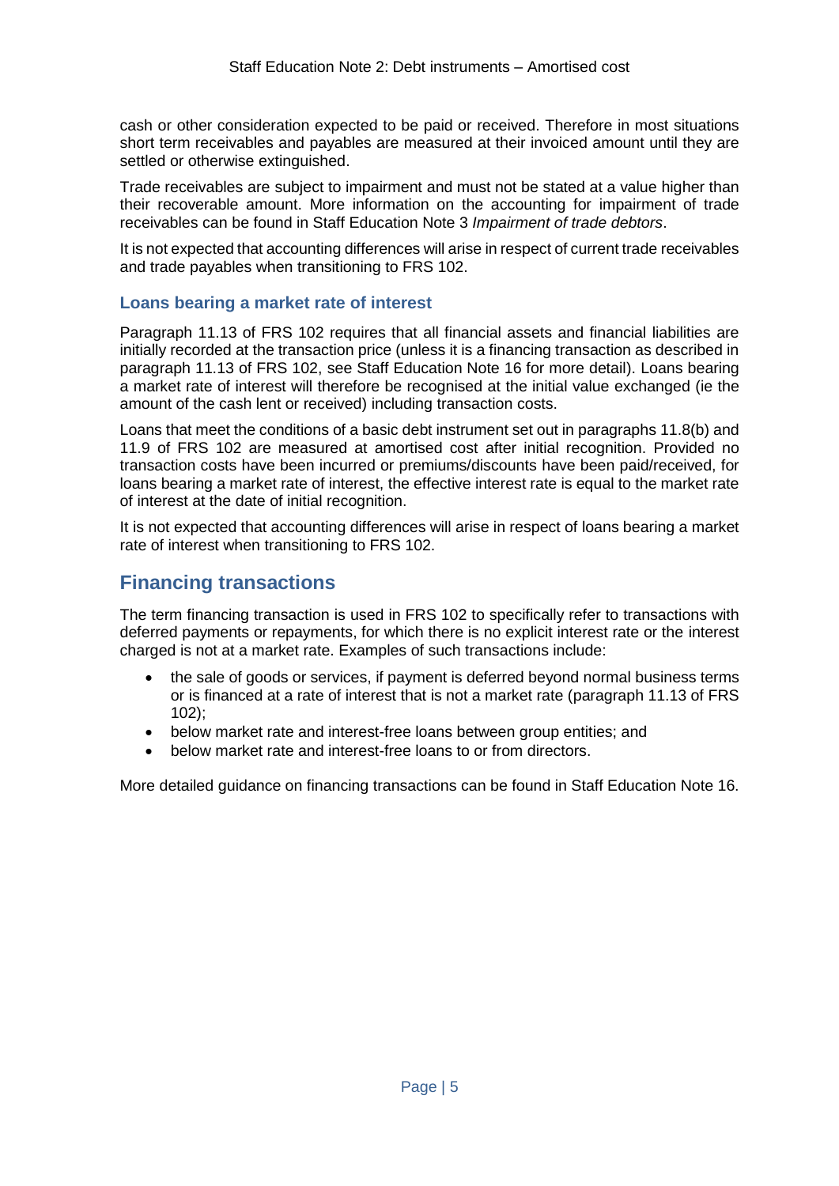cash or other consideration expected to be paid or received. Therefore in most situations short term receivables and payables are measured at their invoiced amount until they are settled or otherwise extinguished.

Trade receivables are subject to impairment and must not be stated at a value higher than their recoverable amount. More information on the accounting for impairment of trade receivables can be found in Staff Education Note 3 *Impairment of trade debtors*.

It is not expected that accounting differences will arise in respect of current trade receivables and trade payables when transitioning to FRS 102.

### Loans bearing a market rate of interest

Paragraph 11.13 of FRS 102 requires that all financial assets and financial liabilities are initially recorded at the transaction price (unless it is a financing transaction as described in paragraph 11.13 of FRS 102, see Staff Education Note 16 for more detail). Loans bearing a market rate of interest will therefore be recognised at the initial value exchanged (ie the amount of the cash lent or received) including transaction costs.

Loans that meet the conditions of a basic debt instrument set out in paragraphs 11.8(b) and 11.9 of FRS 102 are measured at amortised cost after initial recognition. Provided no transaction costs have been incurred or premiums/discounts have been paid/received, for loans bearing a market rate of interest, the effective interest rate is equal to the market rate of interest at the date of initial recognition.

It is not expected that accounting differences will arise in respect of loans bearing a market rate of interest when transitioning to FRS 102.

## Financing transactions

The term financing transaction is used in FRS 102 to specifically refer to transactions with deferred payments or repayments, for which there is no explicit interest rate or the interest charged is not at a market rate. Examples of such transactions include:

- the sale of goods or services, if payment is deferred beyond normal business terms or is financed at a rate of interest that is not a market rate (paragraph 11.13 of FRS 102);
- below market rate and interest-free loans between group entities; and
- below market rate and interest-free loans to or from directors.

More detailed guidance on financing transactions can be found in Staff Education Note 16.